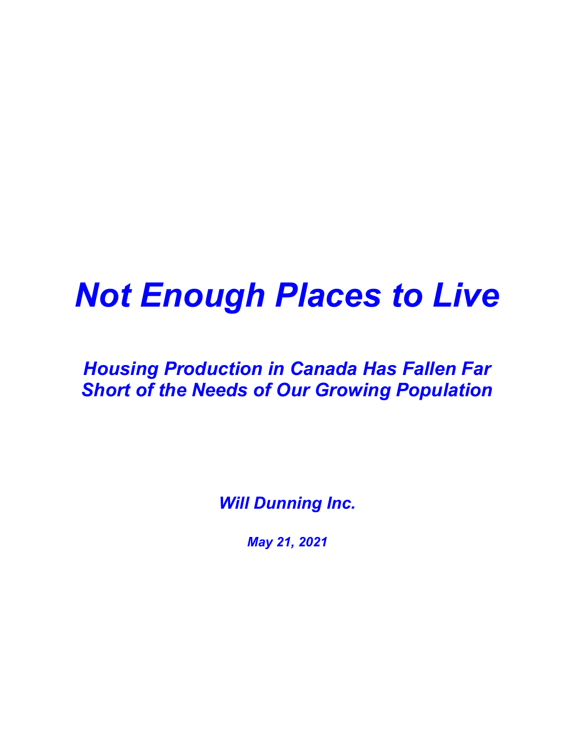# *Not Enough Places to Live*

## *Housing Production in Canada Has Fallen Far Short of the Needs of Our Growing Population*

***Will Dunning Inc.***

***May 21, 2021***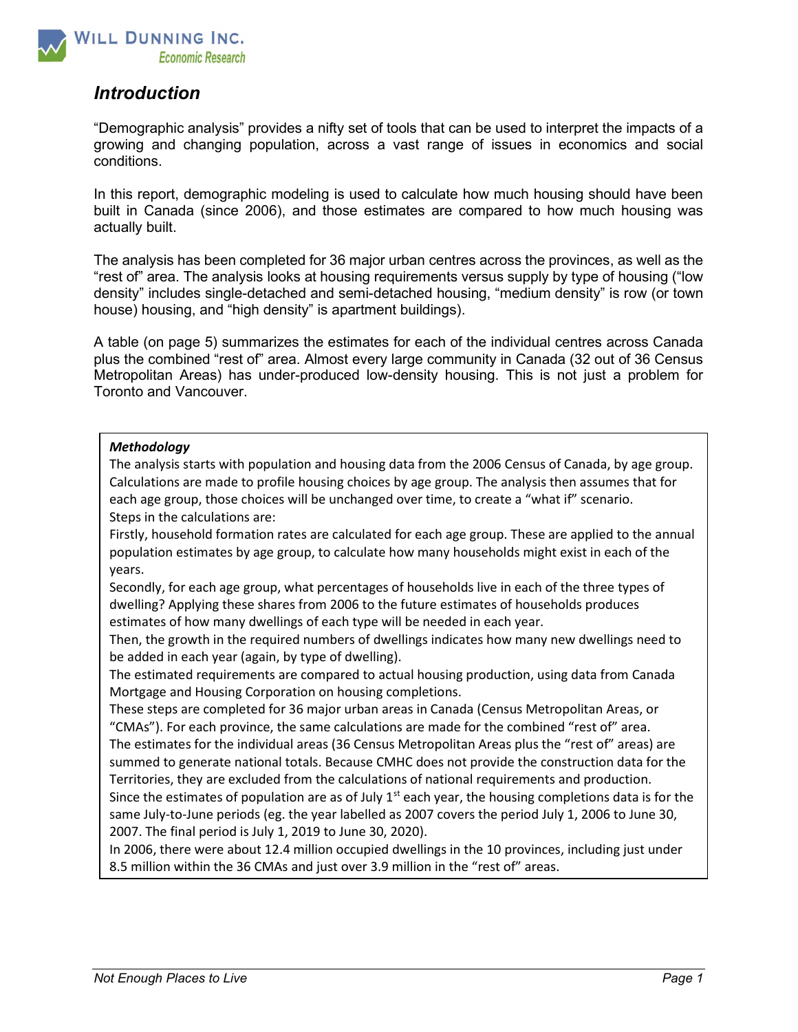## *Introduction*

"Demographic analysis" provides a nifty set of tools that can be used to interpret the impacts of a growing and changing population, across a vast range of issues in economics and social conditions.

In this report, demographic modeling is used to calculate how much housing should have been built in Canada (since 2006), and those estimates are compared to how much housing was actually built.

The analysis has been completed for 36 major urban centres across the provinces, as well as the "rest of" area. The analysis looks at housing requirements versus supply by type of housing ("low density" includes single-detached and semi-detached housing, "medium density" is row (or town house) housing, and "high density" is apartment buildings).

A table (on page 5) summarizes the estimates for each of the individual centres across Canada plus the combined "rest of" area. Almost every large community in Canada (32 out of 36 Census Metropolitan Areas) has under-produced low-density housing. This is not just a problem for Toronto and Vancouver.

> ***Methodology***
>
> The analysis starts with population and housing data from the 2006 Census of Canada, by age group. Calculations are made to profile housing choices by age group. The analysis then assumes that for each age group, those choices will be unchanged over time, to create a "what if" scenario.
>
> Steps in the calculations are:
>
> Firstly, household formation rates are calculated for each age group. These are applied to the annual population estimates by age group, to calculate how many households might exist in each of the years.
>
> Secondly, for each age group, what percentages of households live in each of the three types of dwelling? Applying these shares from 2006 to the future estimates of households produces estimates of how many dwellings of each type will be needed in each year.
>
> Then, the growth in the required numbers of dwellings indicates how many new dwellings need to be added in each year (again, by type of dwelling).
>
> The estimated requirements are compared to actual housing production, using data from Canada Mortgage and Housing Corporation on housing completions.
>
> These steps are completed for 36 major urban areas in Canada (Census Metropolitan Areas, or "CMAs"). For each province, the same calculations are made for the combined "rest of" area.
>
> The estimates for the individual areas (36 Census Metropolitan Areas plus the "rest of" areas) are summed to generate national totals. Because CMHC does not provide the construction data for the Territories, they are excluded from the calculations of national requirements and production.
>
> Since the estimates of population are as of July 1st each year, the housing completions data is for the same July-to-June periods (eg. the year labelled as 2007 covers the period July 1, 2006 to June 30, 2007. The final period is July 1, 2019 to June 30, 2020).
>
> In 2006, there were about 12.4 million occupied dwellings in the 10 provinces, including just under 8.5 million within the 36 CMAs and just over 3.9 million in the "rest of" areas.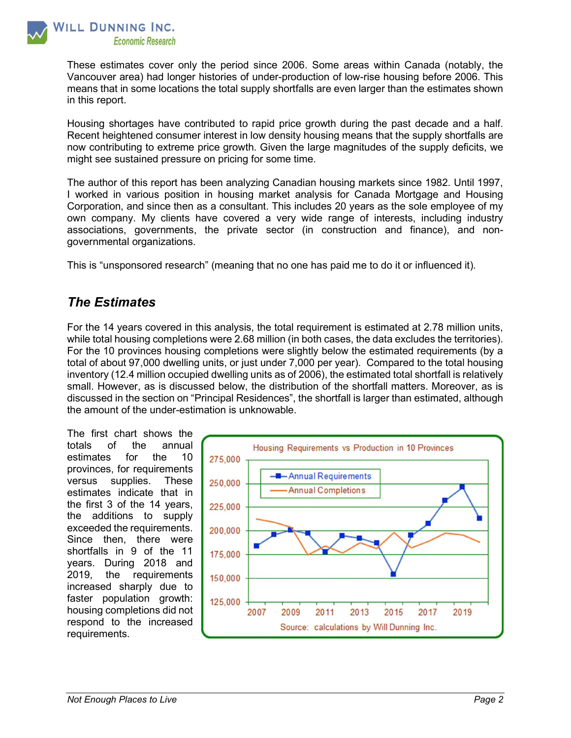These estimates cover only the period since 2006. Some areas within Canada (notably, the Vancouver area) had longer histories of under-production of low-rise housing before 2006. This means that in some locations the total supply shortfalls are even larger than the estimates shown in this report.

Housing shortages have contributed to rapid price growth during the past decade and a half. Recent heightened consumer interest in low density housing means that the supply shortfalls are now contributing to extreme price growth. Given the large magnitudes of the supply deficits, we might see sustained pressure on pricing for some time.

The author of this report has been analyzing Canadian housing markets since 1982. Until 1997, I worked in various position in housing market analysis for Canada Mortgage and Housing Corporation, and since then as a consultant. This includes 20 years as the sole employee of my own company. My clients have covered a very wide range of interests, including industry associations, governments, the private sector (in construction and finance), and non-governmental organizations.

This is "unsponsored research" (meaning that no one has paid me to do it or influenced it).

## *The Estimates*

For the 14 years covered in this analysis, the total requirement is estimated at 2.78 million units, while total housing completions were 2.68 million (in both cases, the data excludes the territories). For the 10 provinces housing completions were slightly below the estimated requirements (by a total of about 97,000 dwelling units, or just under 7,000 per year). Compared to the total housing inventory (12.4 million occupied dwelling units as of 2006), the estimated total shortfall is relatively small. However, as is discussed below, the distribution of the shortfall matters. Moreover, as is discussed in the section on "Principal Residences", the shortfall is larger than estimated, although the amount of the under-estimation is unknowable.

The first chart shows the totals of the annual estimates for the 10 provinces, for requirements versus supplies. These estimates indicate that in the first 3 of the 14 years, the additions to supply exceeded the requirements. Since then, there were shortfalls in 9 of the 11 years. During 2018 and 2019, the requirements increased sharply due to faster population growth: housing completions did not respond to the increased requirements.

Housing Requirements vs Production in 10 Provinces

Source: calculations by Will Dunning Inc.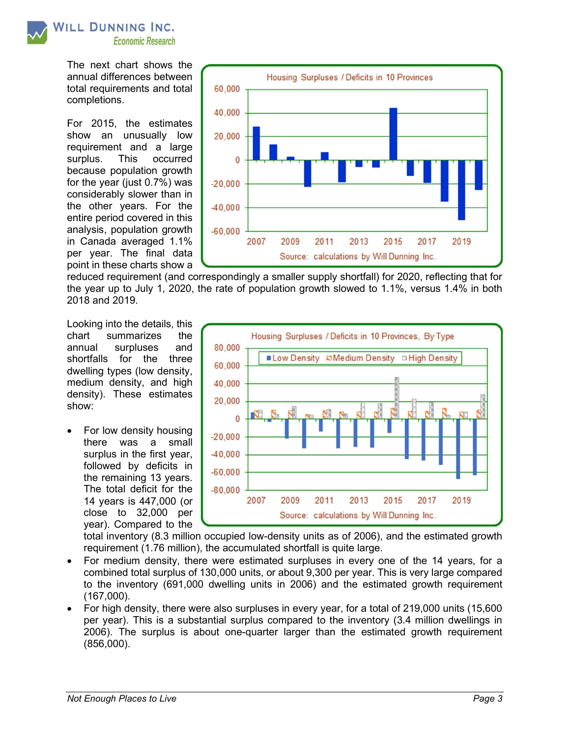The next chart shows the annual differences between total requirements and total completions.

For 2015, the estimates show an unusually low requirement and a large surplus. This occurred because population growth for the year (just 0.7%) was considerably slower than in the other years. For the entire period covered in this analysis, population growth in Canada averaged 1.1% per year. The final data point in these charts show a reduced requirement (and correspondingly a smaller supply shortfall) for 2020, reflecting that for the year up to July 1, 2020, the rate of population growth slowed to 1.1%, versus 1.4% in both 2018 and 2019.

Looking into the details, this chart summarizes the annual surpluses and shortfalls for the three dwelling types (low density, medium density, and high density). These estimates show:

- For low density housing there was a small surplus in the first year, followed by deficits in the remaining 13 years. The total deficit for the 14 years is 447,000 (or close to 32,000 per year). Compared to the total inventory (8.3 million occupied low-density units as of 2006), and the estimated growth requirement (1.76 million), the accumulated shortfall is quite large.
- For medium density, there were estimated surpluses in every one of the 14 years, for a combined total surplus of 130,000 units, or about 9,300 per year. This is very large compared to the inventory (691,000 dwelling units in 2006) and the estimated growth requirement (167,000).
- For high density, there were also surpluses in every year, for a total of 219,000 units (15,600 per year). This is a substantial surplus compared to the inventory (3.4 million dwellings in 2006). The surplus is about one-quarter larger than the estimated growth requirement (856,000).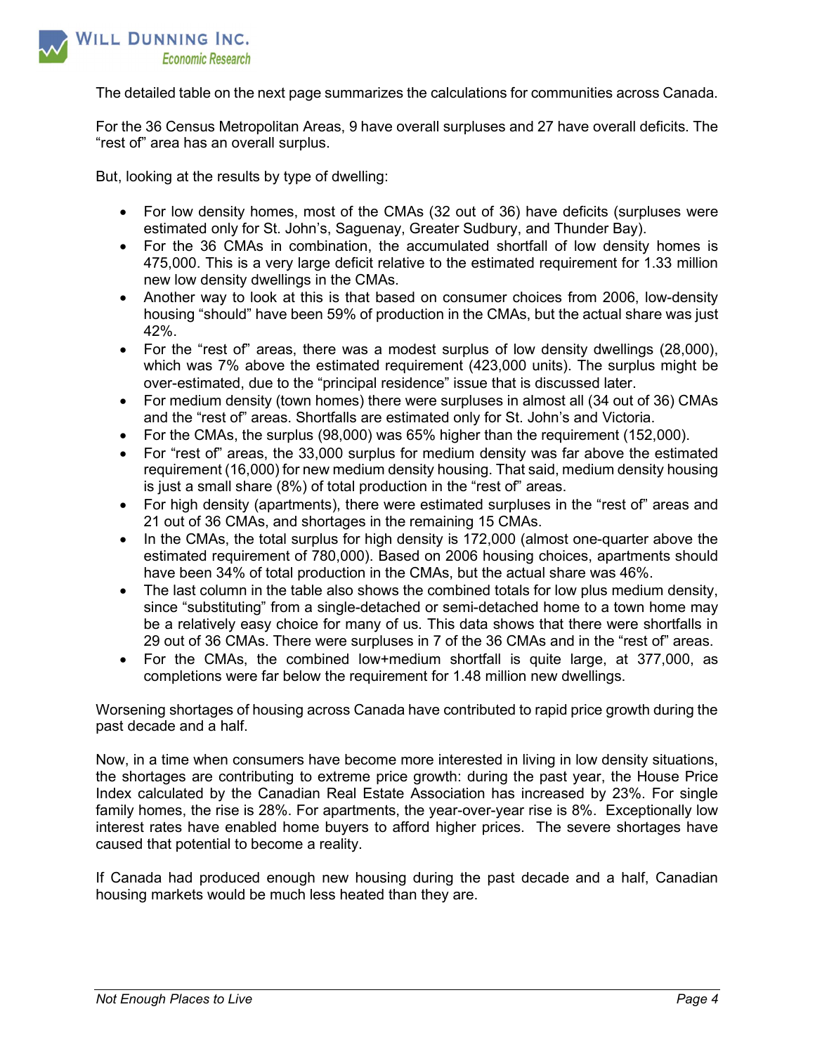The detailed table on the next page summarizes the calculations for communities across Canada.

For the 36 Census Metropolitan Areas, 9 have overall surpluses and 27 have overall deficits. The "rest of" area has an overall surplus.

But, looking at the results by type of dwelling:

- For low density homes, most of the CMAs (32 out of 36) have deficits (surpluses were estimated only for St. John's, Saguenay, Greater Sudbury, and Thunder Bay).
- For the 36 CMAs in combination, the accumulated shortfall of low density homes is 475,000. This is a very large deficit relative to the estimated requirement for 1.33 million new low density dwellings in the CMAs.
- Another way to look at this is that based on consumer choices from 2006, low-density housing "should" have been 59% of production in the CMAs, but the actual share was just 42%.
- For the "rest of" areas, there was a modest surplus of low density dwellings (28,000), which was 7% above the estimated requirement (423,000 units). The surplus might be over-estimated, due to the "principal residence" issue that is discussed later.
- For medium density (town homes) there were surpluses in almost all (34 out of 36) CMAs and the "rest of" areas. Shortfalls are estimated only for St. John's and Victoria.
- For the CMAs, the surplus (98,000) was 65% higher than the requirement (152,000).
- For "rest of" areas, the 33,000 surplus for medium density was far above the estimated requirement (16,000) for new medium density housing. That said, medium density housing is just a small share (8%) of total production in the "rest of" areas.
- For high density (apartments), there were estimated surpluses in the "rest of" areas and 21 out of 36 CMAs, and shortages in the remaining 15 CMAs.
- In the CMAs, the total surplus for high density is 172,000 (almost one-quarter above the estimated requirement of 780,000). Based on 2006 housing choices, apartments should have been 34% of total production in the CMAs, but the actual share was 46%.
- The last column in the table also shows the combined totals for low plus medium density, since "substituting" from a single-detached or semi-detached home to a town home may be a relatively easy choice for many of us. This data shows that there were shortfalls in 29 out of 36 CMAs. There were surpluses in 7 of the 36 CMAs and in the "rest of" areas.
- For the CMAs, the combined low+medium shortfall is quite large, at 377,000, as completions were far below the requirement for 1.48 million new dwellings.

Worsening shortages of housing across Canada have contributed to rapid price growth during the past decade and a half.

Now, in a time when consumers have become more interested in living in low density situations, the shortages are contributing to extreme price growth: during the past year, the House Price Index calculated by the Canadian Real Estate Association has increased by 23%. For single family homes, the rise is 28%. For apartments, the year-over-year rise is 8%. Exceptionally low interest rates have enabled home buyers to afford higher prices. The severe shortages have caused that potential to become a reality.

If Canada had produced enough new housing during the past decade and a half, Canadian housing markets would be much less heated than they are.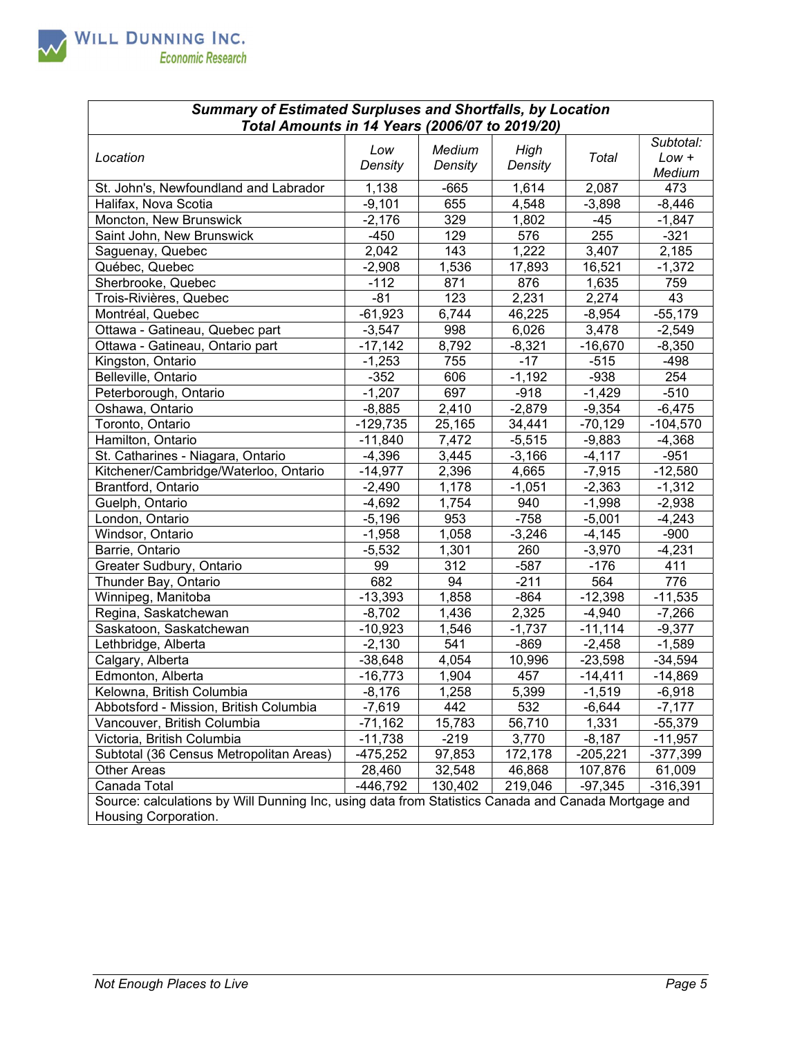| *Summary of Estimated Surpluses and Shortfalls, by Location Total Amounts in 14 Years (2006/07 to 2019/20)* | | | | | |
|---|---|---|---|---|---|
| *Location* | *Low Density* | *Medium Density* | *High Density* | *Total* | *Subtotal: Low + Medium* |
| St. John's, Newfoundland and Labrador | 1,138 | -665 | 1,614 | 2,087 | 473 |
| Halifax, Nova Scotia | -9,101 | 655 | 4,548 | -3,898 | -8,446 |
| Moncton, New Brunswick | -2,176 | 329 | 1,802 | -45 | -1,847 |
| Saint John, New Brunswick | -450 | 129 | 576 | 255 | -321 |
| Saguenay, Quebec | 2,042 | 143 | 1,222 | 3,407 | 2,185 |
| Québec, Quebec | -2,908 | 1,536 | 17,893 | 16,521 | -1,372 |
| Sherbrooke, Quebec | -112 | 871 | 876 | 1,635 | 759 |
| Trois-Rivières, Quebec | -81 | 123 | 2,231 | 2,274 | 43 |
| Montréal, Quebec | -61,923 | 6,744 | 46,225 | -8,954 | -55,179 |
| Ottawa - Gatineau, Quebec part | -3,547 | 998 | 6,026 | 3,478 | -2,549 |
| Ottawa - Gatineau, Ontario part | -17,142 | 8,792 | -8,321 | -16,670 | -8,350 |
| Kingston, Ontario | -1,253 | 755 | -17 | -515 | -498 |
| Belleville, Ontario | -352 | 606 | -1,192 | -938 | 254 |
| Peterborough, Ontario | -1,207 | 697 | -918 | -1,429 | -510 |
| Oshawa, Ontario | -8,885 | 2,410 | -2,879 | -9,354 | -6,475 |
| Toronto, Ontario | -129,735 | 25,165 | 34,441 | -70,129 | -104,570 |
| Hamilton, Ontario | -11,840 | 7,472 | -5,515 | -9,883 | -4,368 |
| St. Catharines - Niagara, Ontario | -4,396 | 3,445 | -3,166 | -4,117 | -951 |
| Kitchener/Cambridge/Waterloo, Ontario | -14,977 | 2,396 | 4,665 | -7,915 | -12,580 |
| Brantford, Ontario | -2,490 | 1,178 | -1,051 | -2,363 | -1,312 |
| Guelph, Ontario | -4,692 | 1,754 | 940 | -1,998 | -2,938 |
| London, Ontario | -5,196 | 953 | -758 | -5,001 | -4,243 |
| Windsor, Ontario | -1,958 | 1,058 | -3,246 | -4,145 | -900 |
| Barrie, Ontario | -5,532 | 1,301 | 260 | -3,970 | -4,231 |
| Greater Sudbury, Ontario | 99 | 312 | -587 | -176 | 411 |
| Thunder Bay, Ontario | 682 | 94 | -211 | 564 | 776 |
| Winnipeg, Manitoba | -13,393 | 1,858 | -864 | -12,398 | -11,535 |
| Regina, Saskatchewan | -8,702 | 1,436 | 2,325 | -4,940 | -7,266 |
| Saskatoon, Saskatchewan | -10,923 | 1,546 | -1,737 | -11,114 | -9,377 |
| Lethbridge, Alberta | -2,130 | 541 | -869 | -2,458 | -1,589 |
| Calgary, Alberta | -38,648 | 4,054 | 10,996 | -23,598 | -34,594 |
| Edmonton, Alberta | -16,773 | 1,904 | 457 | -14,411 | -14,869 |
| Kelowna, British Columbia | -8,176 | 1,258 | 5,399 | -1,519 | -6,918 |
| Abbotsford - Mission, British Columbia | -7,619 | 442 | 532 | -6,644 | -7,177 |
| Vancouver, British Columbia | -71,162 | 15,783 | 56,710 | 1,331 | -55,379 |
| Victoria, British Columbia | -11,738 | -219 | 3,770 | -8,187 | -11,957 |
| Subtotal (36 Census Metropolitan Areas) | -475,252 | 97,853 | 172,178 | -205,221 | -377,399 |
| Other Areas | 28,460 | 32,548 | 46,868 | 107,876 | 61,009 |
| Canada Total | -446,792 | 130,402 | 219,046 | -97,345 | -316,391 |

Source: calculations by Will Dunning Inc, using data from Statistics Canada and Canada Mortgage and Housing Corporation.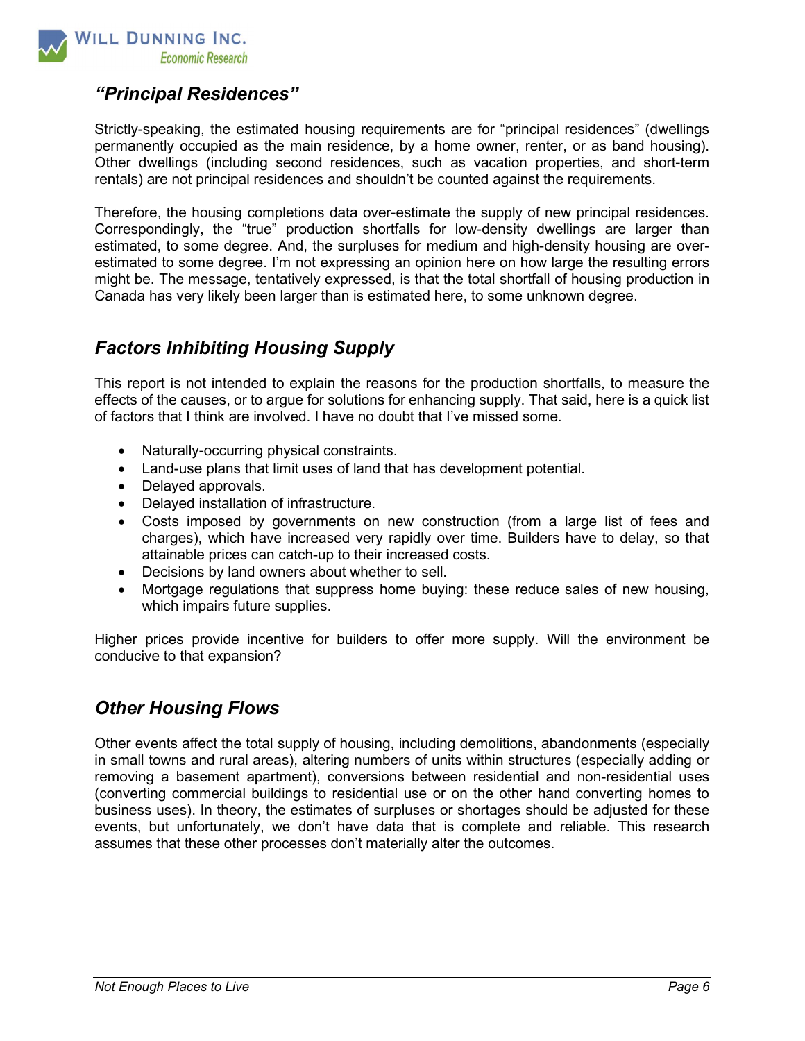## *"Principal Residences"*

Strictly-speaking, the estimated housing requirements are for "principal residences" (dwellings permanently occupied as the main residence, by a home owner, renter, or as band housing). Other dwellings (including second residences, such as vacation properties, and short-term rentals) are not principal residences and shouldn't be counted against the requirements.

Therefore, the housing completions data over-estimate the supply of new principal residences. Correspondingly, the "true" production shortfalls for low-density dwellings are larger than estimated, to some degree. And, the surpluses for medium and high-density housing are over-estimated to some degree. I'm not expressing an opinion here on how large the resulting errors might be. The message, tentatively expressed, is that the total shortfall of housing production in Canada has very likely been larger than is estimated here, to some unknown degree.

## *Factors Inhibiting Housing Supply*

This report is not intended to explain the reasons for the production shortfalls, to measure the effects of the causes, or to argue for solutions for enhancing supply. That said, here is a quick list of factors that I think are involved. I have no doubt that I've missed some.

- Naturally-occurring physical constraints.
- Land-use plans that limit uses of land that has development potential.
- Delayed approvals.
- Delayed installation of infrastructure.
- Costs imposed by governments on new construction (from a large list of fees and charges), which have increased very rapidly over time. Builders have to delay, so that attainable prices can catch-up to their increased costs.
- Decisions by land owners about whether to sell.
- Mortgage regulations that suppress home buying: these reduce sales of new housing, which impairs future supplies.

Higher prices provide incentive for builders to offer more supply. Will the environment be conducive to that expansion?

## *Other Housing Flows*

Other events affect the total supply of housing, including demolitions, abandonments (especially in small towns and rural areas), altering numbers of units within structures (especially adding or removing a basement apartment), conversions between residential and non-residential uses (converting commercial buildings to residential use or on the other hand converting homes to business uses). In theory, the estimates of surpluses or shortages should be adjusted for these events, but unfortunately, we don't have data that is complete and reliable. This research assumes that these other processes don't materially alter the outcomes.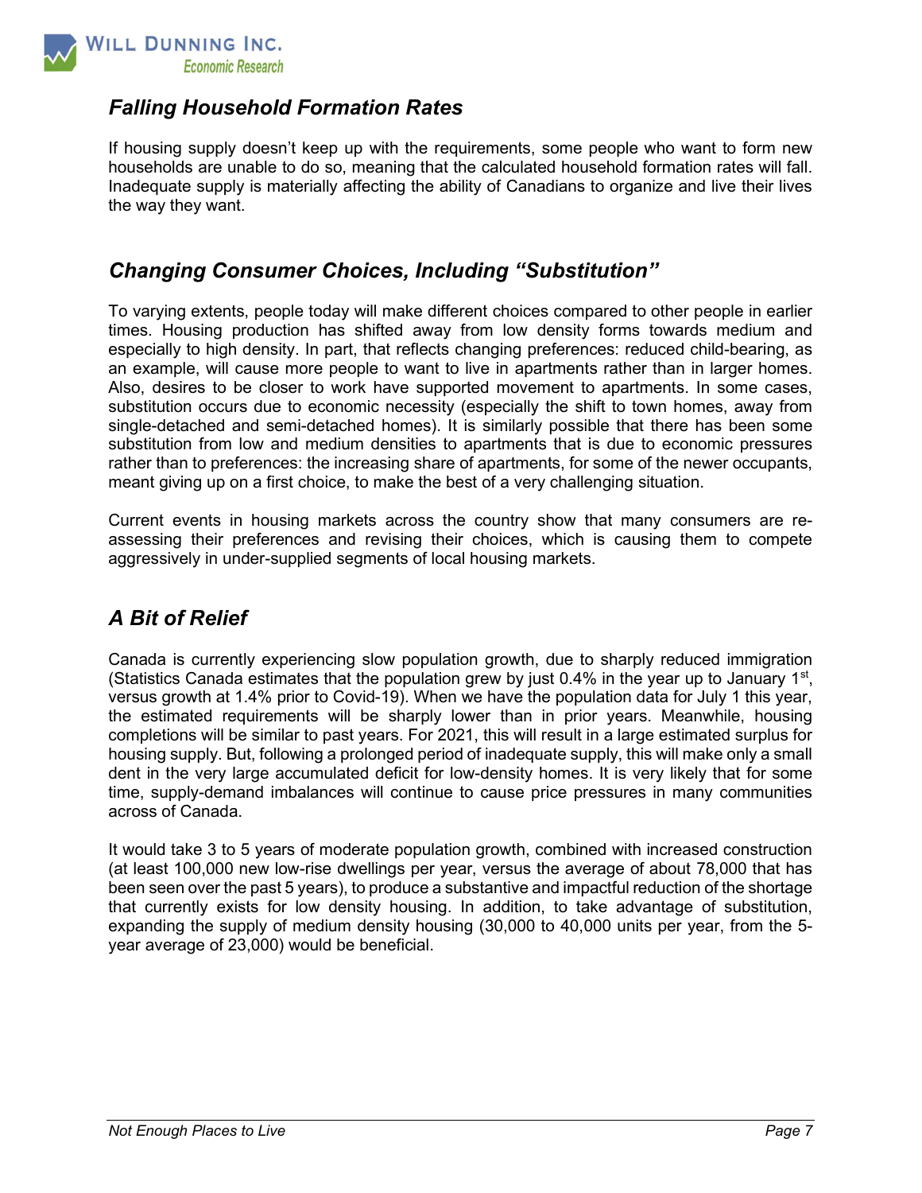## *Falling Household Formation Rates*

If housing supply doesn't keep up with the requirements, some people who want to form new households are unable to do so, meaning that the calculated household formation rates will fall. Inadequate supply is materially affecting the ability of Canadians to organize and live their lives the way they want.

## *Changing Consumer Choices, Including "Substitution"*

To varying extents, people today will make different choices compared to other people in earlier times. Housing production has shifted away from low density forms towards medium and especially to high density. In part, that reflects changing preferences: reduced child-bearing, as an example, will cause more people to want to live in apartments rather than in larger homes. Also, desires to be closer to work have supported movement to apartments. In some cases, substitution occurs due to economic necessity (especially the shift to town homes, away from single-detached and semi-detached homes). It is similarly possible that there has been some substitution from low and medium densities to apartments that is due to economic pressures rather than to preferences: the increasing share of apartments, for some of the newer occupants, meant giving up on a first choice, to make the best of a very challenging situation.

Current events in housing markets across the country show that many consumers are re-assessing their preferences and revising their choices, which is causing them to compete aggressively in under-supplied segments of local housing markets.

## *A Bit of Relief*

Canada is currently experiencing slow population growth, due to sharply reduced immigration (Statistics Canada estimates that the population grew by just 0.4% in the year up to January 1st, versus growth at 1.4% prior to Covid-19). When we have the population data for July 1 this year, the estimated requirements will be sharply lower than in prior years. Meanwhile, housing completions will be similar to past years. For 2021, this will result in a large estimated surplus for housing supply. But, following a prolonged period of inadequate supply, this will make only a small dent in the very large accumulated deficit for low-density homes. It is very likely that for some time, supply-demand imbalances will continue to cause price pressures in many communities across of Canada.

It would take 3 to 5 years of moderate population growth, combined with increased construction (at least 100,000 new low-rise dwellings per year, versus the average of about 78,000 that has been seen over the past 5 years), to produce a substantive and impactful reduction of the shortage that currently exists for low density housing. In addition, to take advantage of substitution, expanding the supply of medium density housing (30,000 to 40,000 units per year, from the 5-year average of 23,000) would be beneficial.